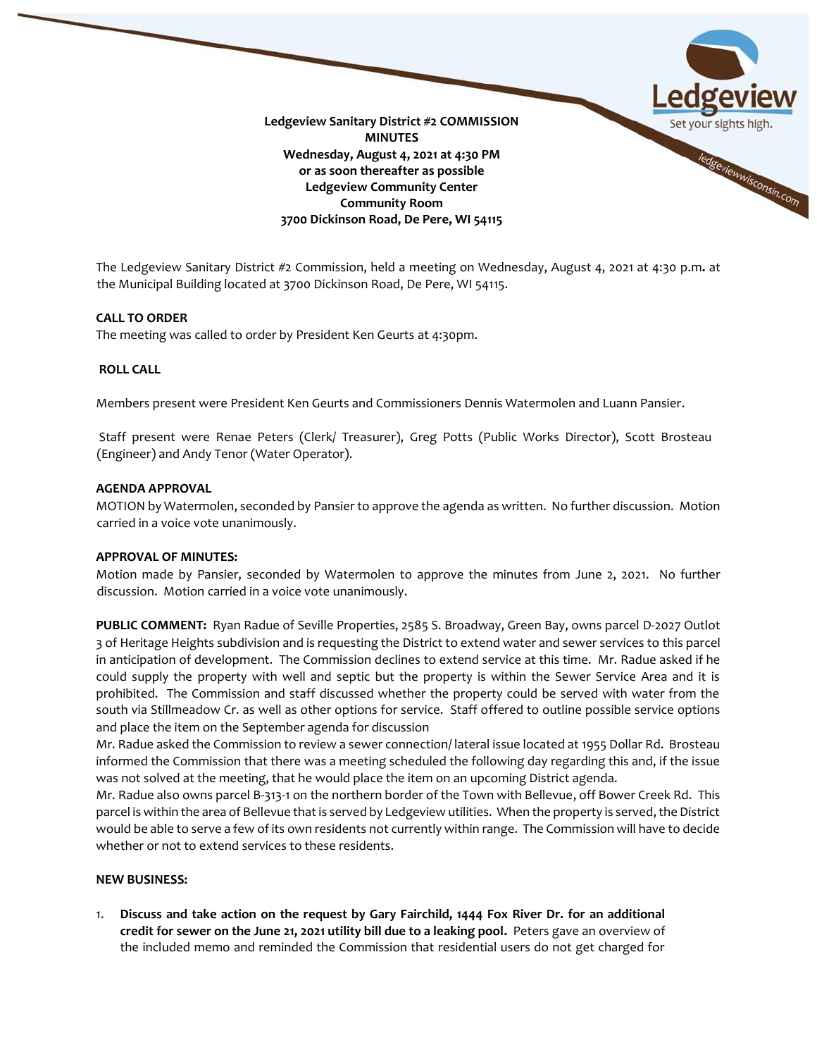**Ledgeview Sanitary District #2 COMMISSION MINUTES**
**Wednesday, August 4, 2021 at 4:30 PM**
**or as soon thereafter as possible**
**Ledgeview Community Center**
**Community Room**
**3700 Dickinson Road, De Pere, WI 54115**

Ledgeview
Set your sights high.
ledgeviewwisconsin.com

The Ledgeview Sanitary District #2 Commission, held a meeting on Wednesday, August 4, 2021 at 4:30 p.m. at the Municipal Building located at 3700 Dickinson Road, De Pere, WI 54115.

**CALL TO ORDER**
The meeting was called to order by President Ken Geurts at 4:30pm.

**ROLL CALL**

Members present were President Ken Geurts and Commissioners Dennis Watermolen and Luann Pansier.

Staff present were Renae Peters (Clerk/ Treasurer), Greg Potts (Public Works Director), Scott Brosteau (Engineer) and Andy Tenor (Water Operator).

**AGENDA APPROVAL**
MOTION by Watermolen, seconded by Pansier to approve the agenda as written. No further discussion. Motion carried in a voice vote unanimously.

**APPROVAL OF MINUTES:**
Motion made by Pansier, seconded by Watermolen to approve the minutes from June 2, 2021. No further discussion. Motion carried in a voice vote unanimously.

**PUBLIC COMMENT:** Ryan Radue of Seville Properties, 2585 S. Broadway, Green Bay, owns parcel D-2027 Outlot 3 of Heritage Heights subdivision and is requesting the District to extend water and sewer services to this parcel in anticipation of development. The Commission declines to extend service at this time. Mr. Radue asked if he could supply the property with well and septic but the property is within the Sewer Service Area and it is prohibited. The Commission and staff discussed whether the property could be served with water from the south via Stillmeadow Cr. as well as other options for service. Staff offered to outline possible service options and place the item on the September agenda for discussion
Mr. Radue asked the Commission to review a sewer connection/ lateral issue located at 1955 Dollar Rd. Brosteau informed the Commission that there was a meeting scheduled the following day regarding this and, if the issue was not solved at the meeting, that he would place the item on an upcoming District agenda.
Mr. Radue also owns parcel B-313-1 on the northern border of the Town with Bellevue, off Bower Creek Rd. This parcel is within the area of Bellevue that is served by Ledgeview utilities. When the property is served, the District would be able to serve a few of its own residents not currently within range. The Commission will have to decide whether or not to extend services to these residents.

**NEW BUSINESS:**

1. **Discuss and take action on the request by Gary Fairchild, 1444 Fox River Dr. for an additional credit for sewer on the June 21, 2021 utility bill due to a leaking pool.** Peters gave an overview of the included memo and reminded the Commission that residential users do not get charged for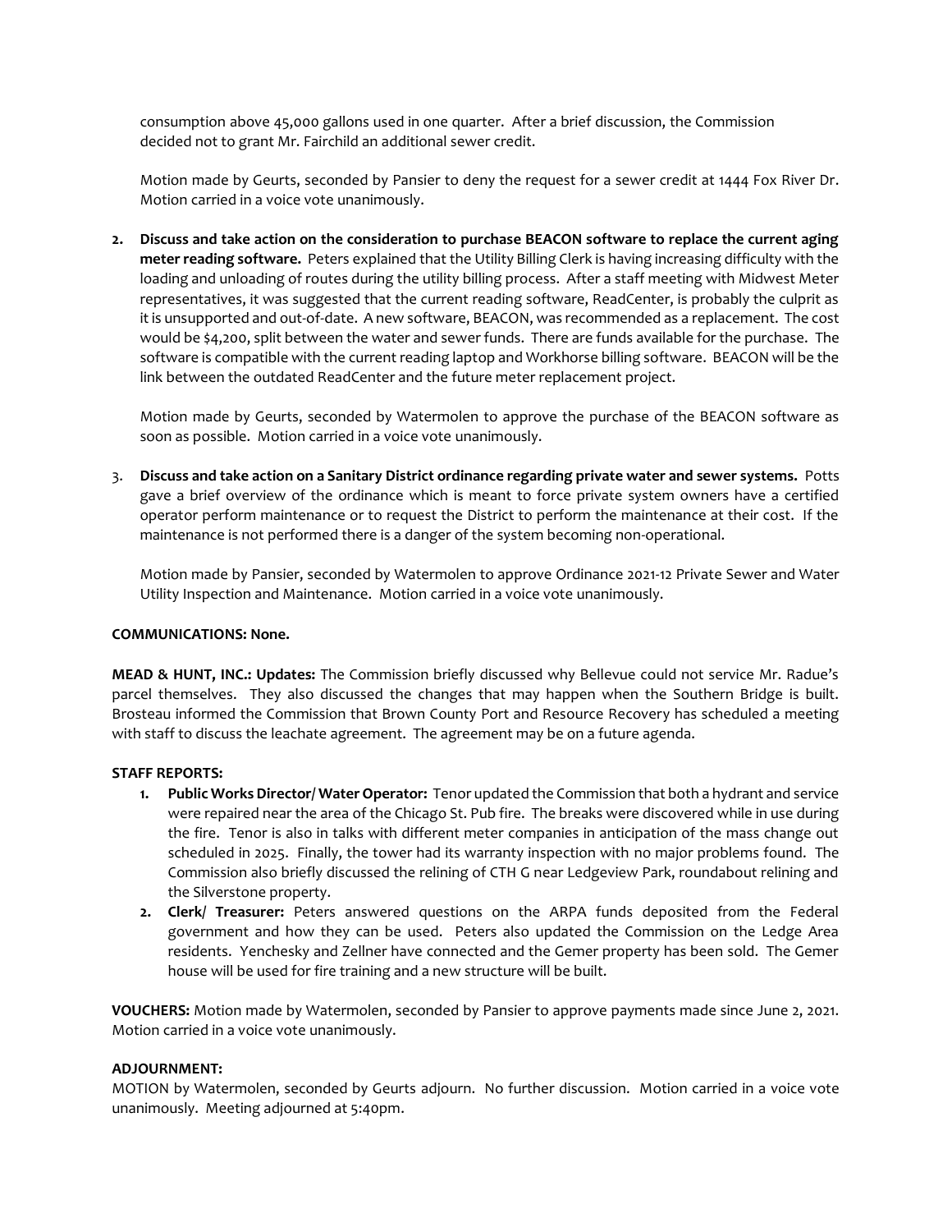consumption above 45,000 gallons used in one quarter. After a brief discussion, the Commission decided not to grant Mr. Fairchild an additional sewer credit.

Motion made by Geurts, seconded by Pansier to deny the request for a sewer credit at 1444 Fox River Dr. Motion carried in a voice vote unanimously.

2. **Discuss and take action on the consideration to purchase BEACON software to replace the current aging meter reading software.** Peters explained that the Utility Billing Clerk is having increasing difficulty with the loading and unloading of routes during the utility billing process. After a staff meeting with Midwest Meter representatives, it was suggested that the current reading software, ReadCenter, is probably the culprit as it is unsupported and out-of-date. A new software, BEACON, was recommended as a replacement. The cost would be $4,200, split between the water and sewer funds. There are funds available for the purchase. The software is compatible with the current reading laptop and Workhorse billing software. BEACON will be the link between the outdated ReadCenter and the future meter replacement project.

   Motion made by Geurts, seconded by Watermolen to approve the purchase of the BEACON software as soon as possible. Motion carried in a voice vote unanimously.

3. **Discuss and take action on a Sanitary District ordinance regarding private water and sewer systems.** Potts gave a brief overview of the ordinance which is meant to force private system owners have a certified operator perform maintenance or to request the District to perform the maintenance at their cost. If the maintenance is not performed there is a danger of the system becoming non-operational.

   Motion made by Pansier, seconded by Watermolen to approve Ordinance 2021-12 Private Sewer and Water Utility Inspection and Maintenance. Motion carried in a voice vote unanimously.

**COMMUNICATIONS: None.**

**MEAD & HUNT, INC.: Updates:** The Commission briefly discussed why Bellevue could not service Mr. Radue's parcel themselves. They also discussed the changes that may happen when the Southern Bridge is built. Brosteau informed the Commission that Brown County Port and Resource Recovery has scheduled a meeting with staff to discuss the leachate agreement. The agreement may be on a future agenda.

**STAFF REPORTS:**

1. **Public Works Director/ Water Operator:** Tenor updated the Commission that both a hydrant and service were repaired near the area of the Chicago St. Pub fire. The breaks were discovered while in use during the fire. Tenor is also in talks with different meter companies in anticipation of the mass change out scheduled in 2025. Finally, the tower had its warranty inspection with no major problems found. The Commission also briefly discussed the relining of CTH G near Ledgeview Park, roundabout relining and the Silverstone property.
2. **Clerk/ Treasurer:** Peters answered questions on the ARPA funds deposited from the Federal government and how they can be used. Peters also updated the Commission on the Ledge Area residents. Yenchesky and Zellner have connected and the Gemer property has been sold. The Gemer house will be used for fire training and a new structure will be built.

**VOUCHERS:** Motion made by Watermolen, seconded by Pansier to approve payments made since June 2, 2021. Motion carried in a voice vote unanimously.

**ADJOURNMENT:**
MOTION by Watermolen, seconded by Geurts adjourn. No further discussion. Motion carried in a voice vote unanimously. Meeting adjourned at 5:40pm.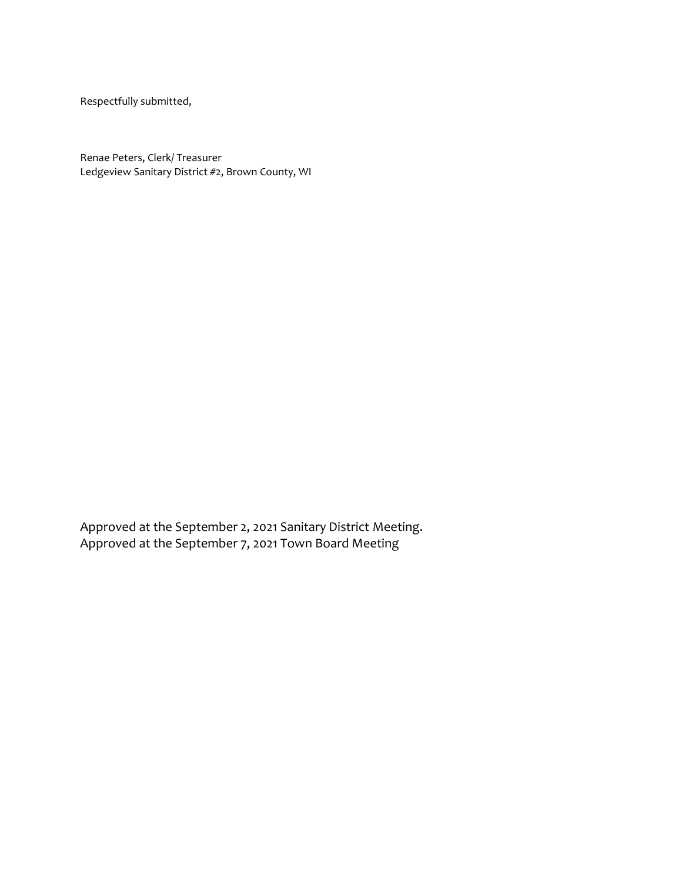Respectfully submitted,

Renae Peters, Clerk/ Treasurer
Ledgeview Sanitary District #2, Brown County, WI

Approved at the September 2, 2021 Sanitary District Meeting.
Approved at the September 7, 2021 Town Board Meeting